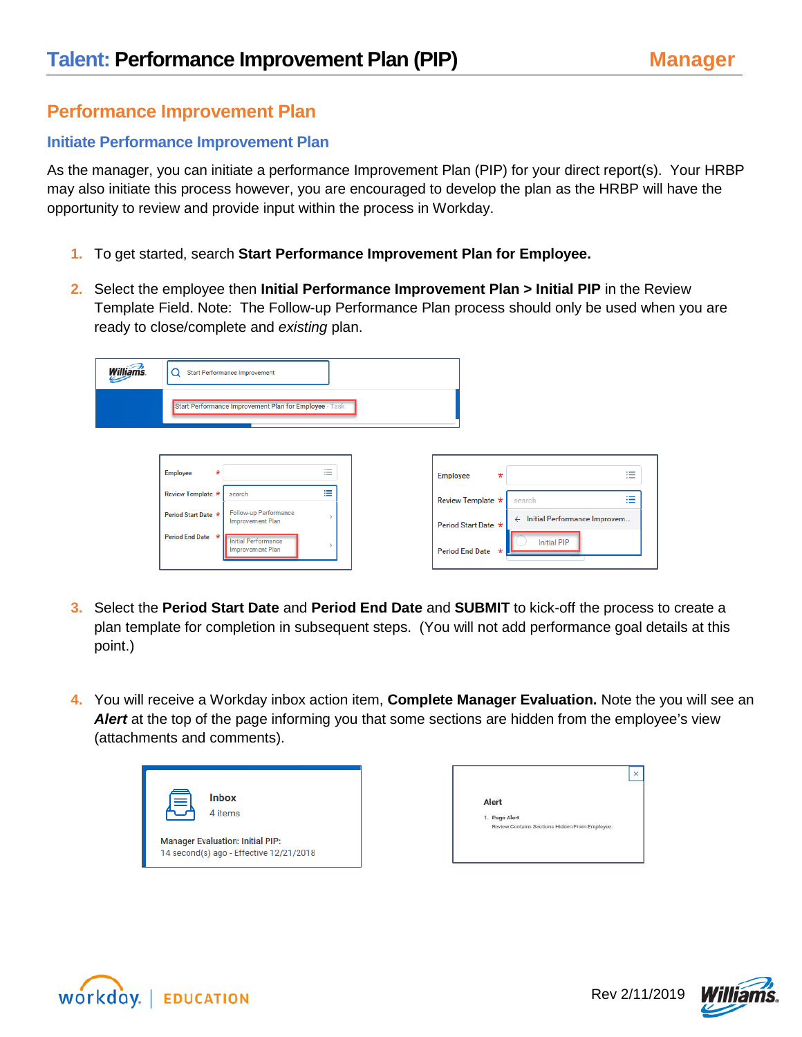# Talent: Performance Improvement Plan (PIP) — Manager

## Performance Improvement Plan

### Initiate Performance Improvement Plan

As the manager, you can initiate a performance Improvement Plan (PIP) for your direct report(s). Your HRBP may also initiate this process however, you are encouraged to develop the plan as the HRBP will have the opportunity to review and provide input within the process in Workday.

1. To get started, search **Start Performance Improvement Plan for Employee.**

2. Select the employee then **Initial Performance Improvement Plan > Initial PIP** in the Review Template Field. Note: The Follow-up Performance Plan process should only be used when you are ready to close/complete and *existing* plan.

3. Select the **Period Start Date** and **Period End Date** and **SUBMIT** to kick-off the process to create a plan template for completion in subsequent steps. (You will not add performance goal details at this point.)

4. You will receive a Workday inbox action item, **Complete Manager Evaluation.** Note the you will see an ***Alert*** at the top of the page informing you that some sections are hidden from the employee's view (attachments and comments).

Rev 2/11/2019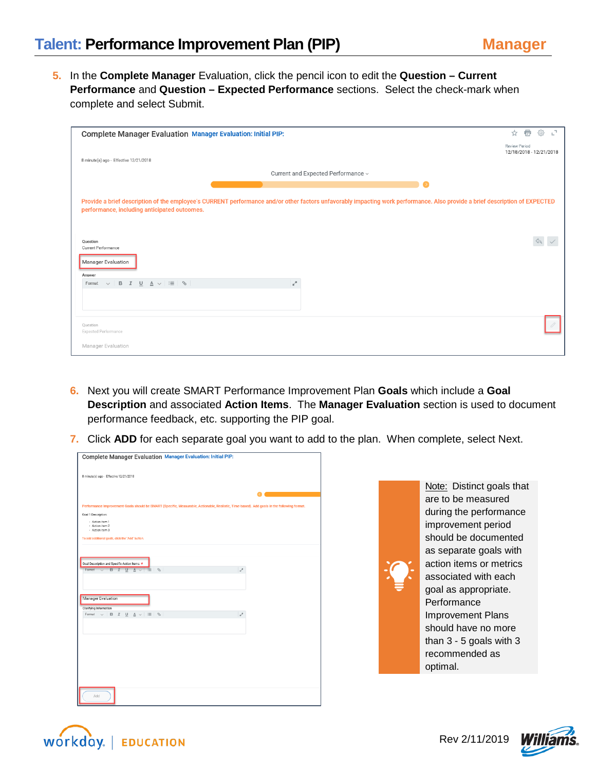5. In the **Complete Manager** Evaluation, click the pencil icon to edit the **Question – Current Performance** and **Question – Expected Performance** sections. Select the check-mark when complete and select Submit.

Complete Manager Evaluation Manager Evaluation: Initial PIP:

Review Period
12/18/2018 - 12/21/2018

8 minute(s) ago - Effective 12/21/2018

Current and Expected Performance

Provide a brief description of the employee's CURRENT performance and/or other factors unfavorably impacting work performance. Also provide a brief description of EXPECTED performance, including anticipated outcomes.

Question
Current Performance

Manager Evaluation

Answer

Question
Expected Performance

Manager Evaluation

6. Next you will create SMART Performance Improvement Plan **Goals** which include a **Goal Description** and associated **Action Items**. The **Manager Evaluation** section is used to document performance feedback, etc. supporting the PIP goal.

7. Click **ADD** for each separate goal you want to add to the plan. When complete, select Next.

Complete Manager Evaluation Manager Evaluation: Initial PIP:

8 minute(s) ago - Effective 12/21/2018

Performance Improvement Goals should be SMART (Specific, Measurable, Actionable, Realistic, Time-based). Add goals in the following format.

Goal 1 Description:

- Action item 1
- Action item 2
- Action item 3

To add additional goals, click the "Add" button.

Goal Description and Specific Action Items *

Manager Evaluation

Clarifying Information

Add

Note: Distinct goals that are to be measured during the performance improvement period should be documented as separate goals with action items or metrics associated with each goal as appropriate. Performance Improvement Plans should have no more than 3 - 5 goals with 3 recommended as optimal.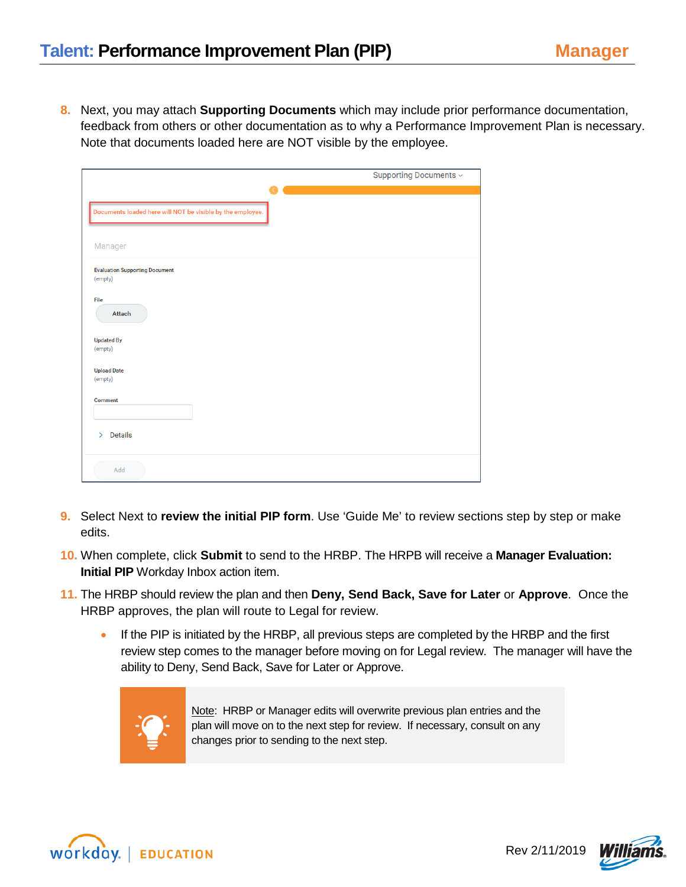8. Next, you may attach **Supporting Documents** which may include prior performance documentation, feedback from others or other documentation as to why a Performance Improvement Plan is necessary. Note that documents loaded here are NOT visible by the employee.

9. Select Next to **review the initial PIP form**. Use 'Guide Me' to review sections step by step or make edits.

10. When complete, click **Submit** to send to the HRBP. The HRPB will receive a **Manager Evaluation: Initial PIP** Workday Inbox action item.

11. The HRBP should review the plan and then **Deny, Send Back, Save for Later** or **Approve**. Once the HRBP approves, the plan will route to Legal for review.

    - If the PIP is initiated by the HRBP, all previous steps are completed by the HRBP and the first review step comes to the manager before moving on for Legal review. The manager will have the ability to Deny, Send Back, Save for Later or Approve.

> Note: HRBP or Manager edits will overwrite previous plan entries and the plan will move on to the next step for review. If necessary, consult on any changes prior to sending to the next step.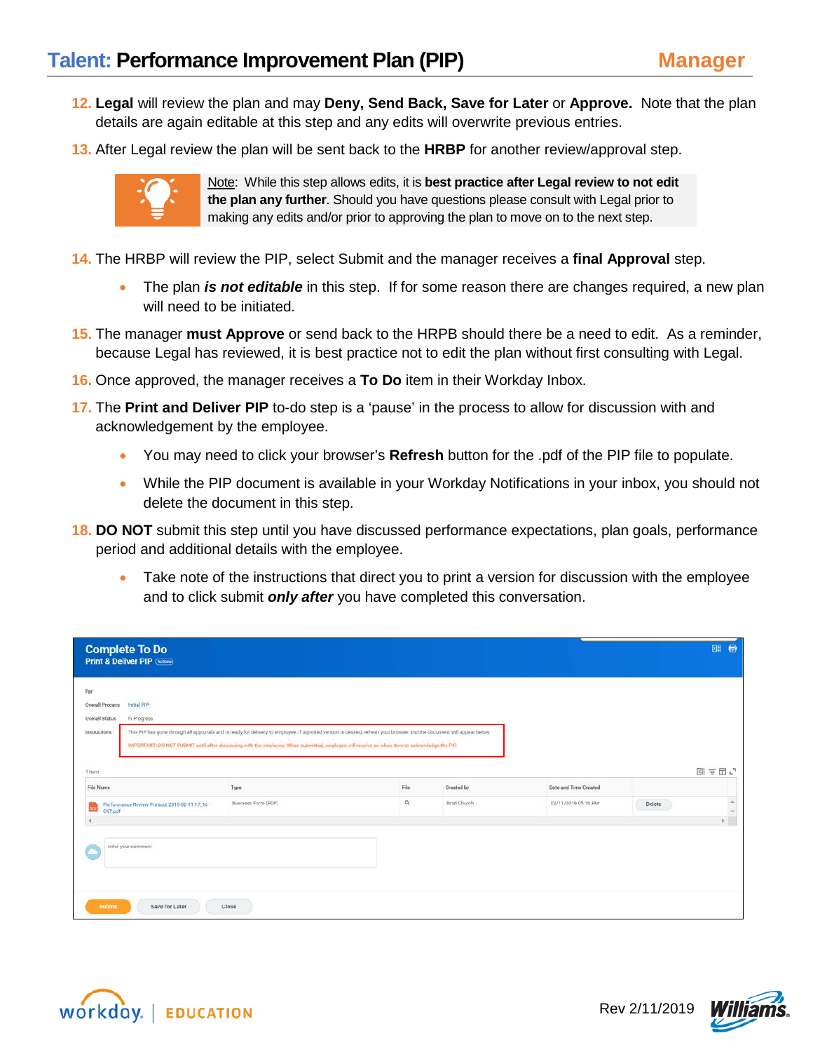12. **Legal** will review the plan and may **Deny, Send Back, Save for Later** or **Approve.** Note that the plan details are again editable at this step and any edits will overwrite previous entries.
13. After Legal review the plan will be sent back to the **HRBP** for another review/approval step.

> Note: While this step allows edits, it is **best practice after Legal review to not edit the plan any further**. Should you have questions please consult with Legal prior to making any edits and/or prior to approving the plan to move on to the next step.

14. The HRBP will review the PIP, select Submit and the manager receives a **final Approval** step.
    - The plan ***is not editable*** in this step. If for some reason there are changes required, a new plan will need to be initiated.
15. The manager **must Approve** or send back to the HRPB should there be a need to edit. As a reminder, because Legal has reviewed, it is best practice not to edit the plan without first consulting with Legal.
16. Once approved, the manager receives a **To Do** item in their Workday Inbox.
17. The **Print and Deliver PIP** to-do step is a 'pause' in the process to allow for discussion with and acknowledgement by the employee.
    - You may need to click your browser's **Refresh** button for the .pdf of the PIP file to populate.
    - While the PIP document is available in your Workday Notifications in your inbox, you should not delete the document in this step.
18. **DO NOT** submit this step until you have discussed performance expectations, plan goals, performance period and additional details with the employee.
    - Take note of the instructions that direct you to print a version for discussion with the employee and to click submit ***only after*** you have completed this conversation.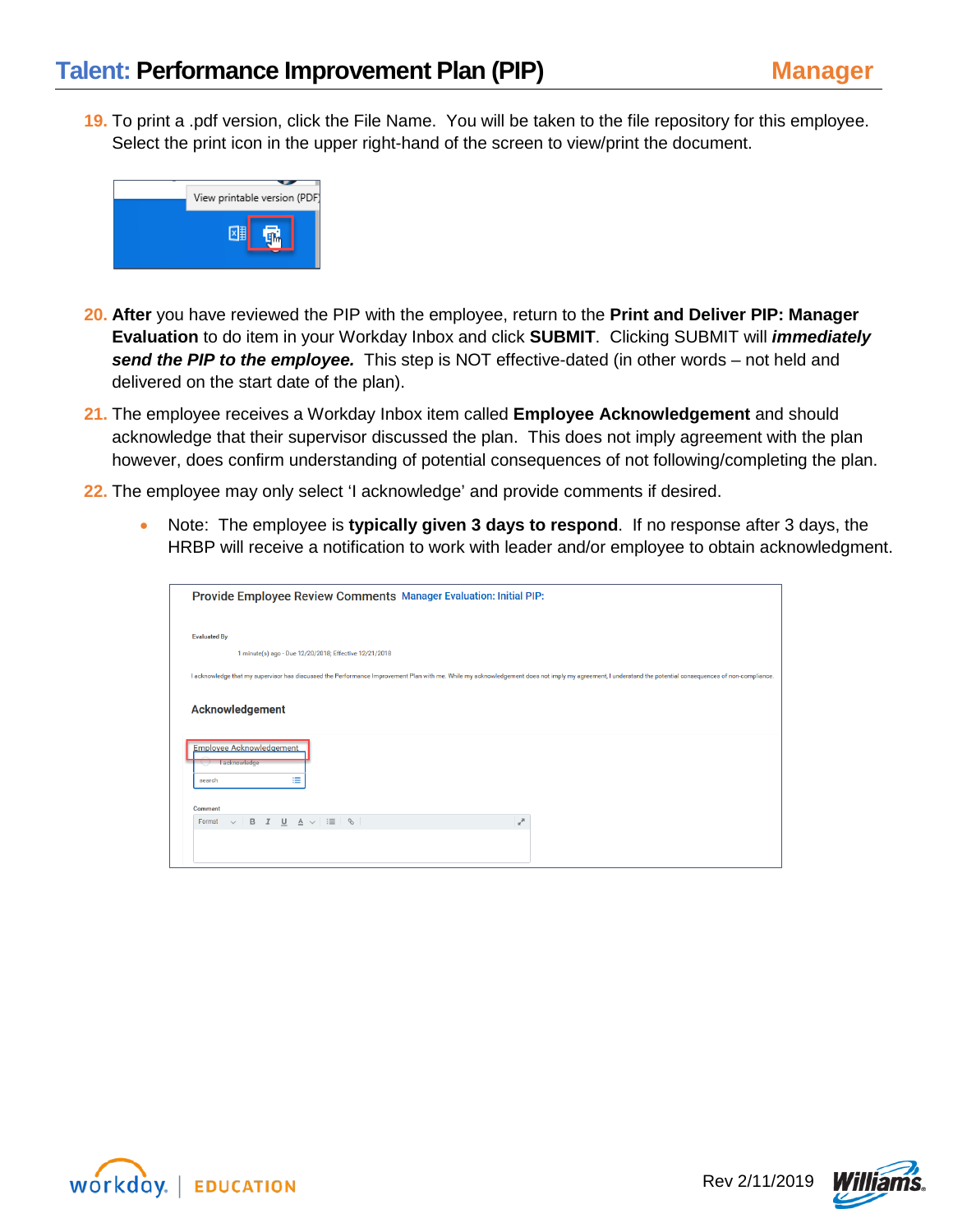19. To print a .pdf version, click the File Name. You will be taken to the file repository for this employee. Select the print icon in the upper right-hand of the screen to view/print the document.

20. **After** you have reviewed the PIP with the employee, return to the **Print and Deliver PIP: Manager Evaluation** to do item in your Workday Inbox and click **SUBMIT**. Clicking SUBMIT will ***immediately send the PIP to the employee.*** This step is NOT effective-dated (in other words – not held and delivered on the start date of the plan).

21. The employee receives a Workday Inbox item called **Employee Acknowledgement** and should acknowledge that their supervisor discussed the plan. This does not imply agreement with the plan however, does confirm understanding of potential consequences of not following/completing the plan.

22. The employee may only select 'I acknowledge' and provide comments if desired.

    - Note: The employee is **typically given 3 days to respond**. If no response after 3 days, the HRBP will receive a notification to work with leader and/or employee to obtain acknowledgment.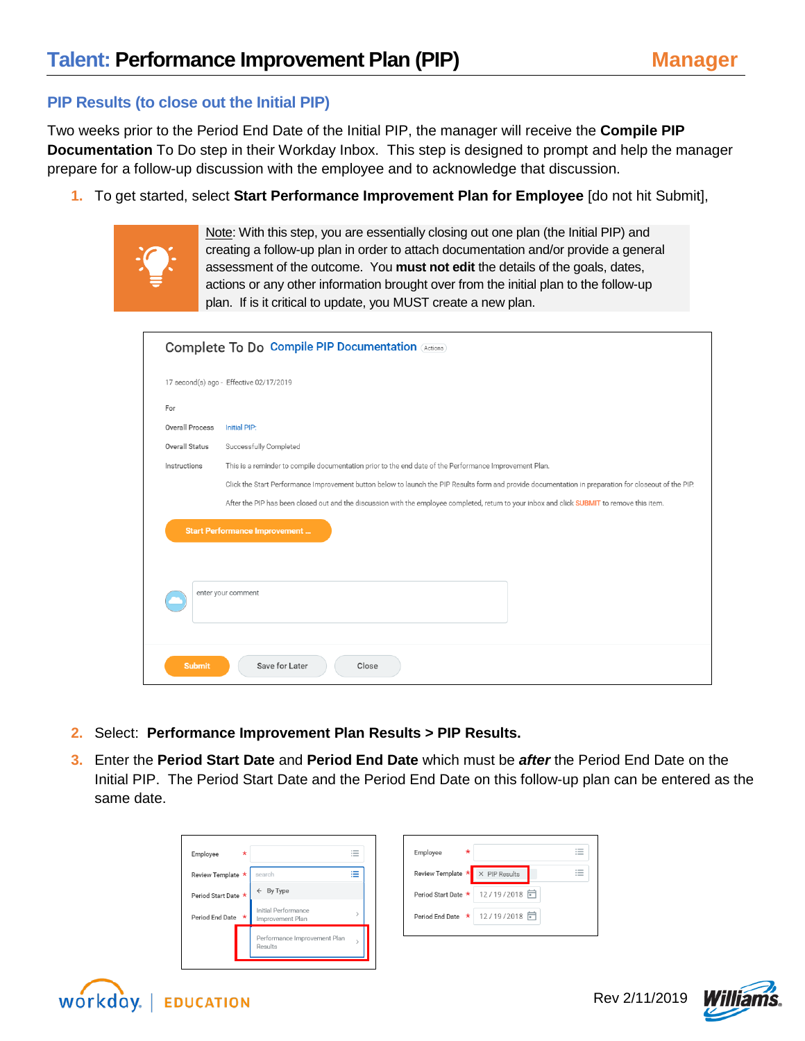## Talent: Performance Improvement Plan (PIP) — Manager

### PIP Results (to close out the Initial PIP)

Two weeks prior to the Period End Date of the Initial PIP, the manager will receive the **Compile PIP Documentation** To Do step in their Workday Inbox. This step is designed to prompt and help the manager prepare for a follow-up discussion with the employee and to acknowledge that discussion.

1. To get started, select **Start Performance Improvement Plan for Employee** [do not hit Submit],

> Note: With this step, you are essentially closing out one plan (the Initial PIP) and creating a follow-up plan in order to attach documentation and/or provide a general assessment of the outcome. You **must not edit** the details of the goals, dates, actions or any other information brought over from the initial plan to the follow-up plan. If is it critical to update, you MUST create a new plan.

Complete To Do Compile PIP Documentation Actions

17 second(s) ago - Effective 02/17/2019

For

Overall Process: Initial PIP:

Overall Status: Successfully Completed

Instructions: This is a reminder to compile documentation prior to the end date of the Performance Improvement Plan.

Click the Start Performance Improvement button below to launch the PIP Results form and provide documentation in preparation for closeout of the PIP.

After the PIP has been closed out and the discussion with the employee completed, return to your inbox and click SUBMIT to remove this item.

Start Performance Improvement ...

enter your comment

Submit | Save for Later | Close

2. Select: **Performance Improvement Plan Results > PIP Results.**

3. Enter the **Period Start Date** and **Period End Date** which must be ***after*** the Period End Date on the Initial PIP. The Period Start Date and the Period End Date on this follow-up plan can be entered as the same date.

Employee *

Review Template * search

Period Start Date *

Period End Date *

← By Type

Initial Performance Improvement Plan

Performance Improvement Plan Results

Employee *

Review Template * × PIP Results

Period Start Date * 12 / 19 / 2018

Period End Date * 12 / 19 / 2018

Rev 2/11/2019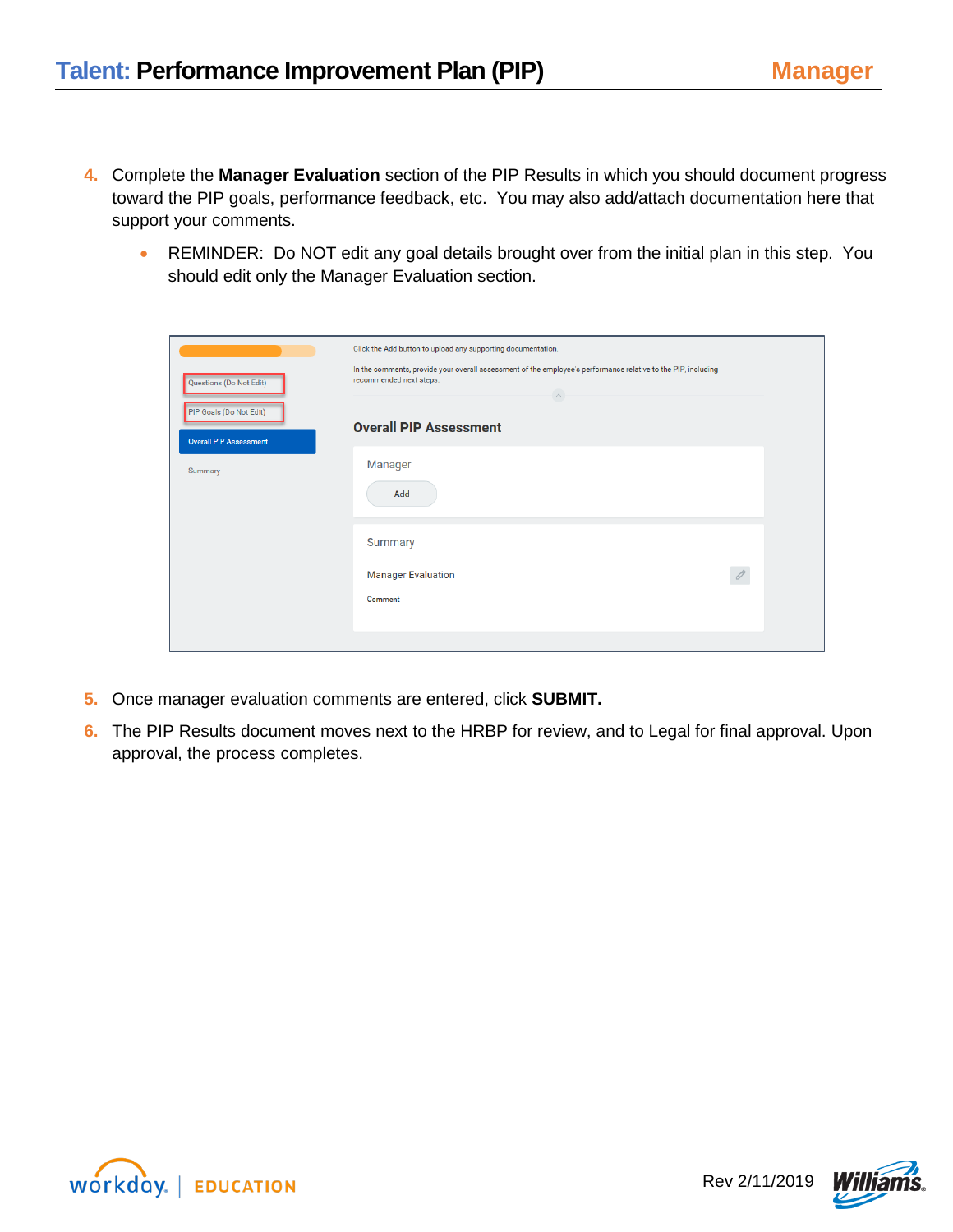4. Complete the **Manager Evaluation** section of the PIP Results in which you should document progress toward the PIP goals, performance feedback, etc. You may also add/attach documentation here that support your comments.
   - REMINDER: Do NOT edit any goal details brought over from the initial plan in this step. You should edit only the Manager Evaluation section.

5. Once manager evaluation comments are entered, click **SUBMIT.**
6. The PIP Results document moves next to the HRBP for review, and to Legal for final approval. Upon approval, the process completes.

Rev 2/11/2019